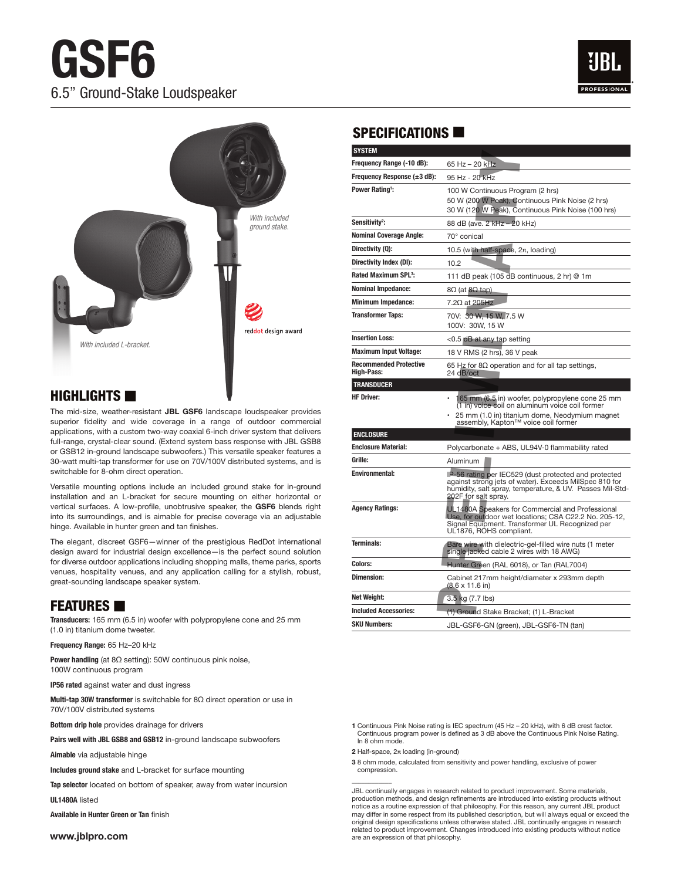# GSF6

6.5" Ground-Stake Loudspeaker

*With included ground stake.*

*With included L-bracket.*

reddot design award

## HIGHLIGHTS

The mid-size, weather-resistant **JBL GSF6** landscape loudspeaker provides superior fidelity and wide coverage in a range of outdoor commercial applications, with a custom two-way coaxial 6-inch driver system that delivers full-range, crystal-clear sound. (Extend system bass response with JBL GSB8 or GSB12 in-ground landscape subwoofers.) This versatile speaker features a 30-watt multi-tap transformer for use on 70V/100V distributed systems, and is switchable for 8-ohm direct operation.

Versatile mounting options include an included ground stake for in-ground installation and an L-bracket for secure mounting on either horizontal or vertical surfaces. A low-profile, unobtrusive speaker, the **GSF6** blends right into its surroundings, and is aimable for precise coverage via an adjustable hinge. Available in hunter green and tan finishes.

The elegant, discreet GSF6—winner of the prestigious RedDot international design award for industrial design excellence—is the perfect sound solution for diverse outdoor applications including shopping malls, theme parks, sports venues, hospitality venues, and any application calling for a stylish, robust, great-sounding landscape speaker system.

## FEATURES

**Transducers:** 165 mm (6.5 in) woofer with polypropylene cone and 25 mm (1.0 in) titanium dome tweeter.

**Frequency Range:** 65 Hz–20 kHz

**Power handling** (at 8Ω setting): 50W continuous pink noise, 100W continuous program

**IP56 rated** against water and dust ingress

**Multi-tap 30W transformer** is switchable for 8Ω direct operation or use in 70V/100V distributed systems

**Bottom drip hole** provides drainage for drivers

**Pairs well with JBL GSB8 and GSB12** in-ground landscape subwoofers

**Aimable** via adjustable hinge

**Includes ground stake** and L-bracket for surface mounting

**Tap selector** located on bottom of speaker, away from water incursion

**UL1480A** listed

**Available in Hunter Green or Tan** finish

www.jblpro.com

## SPECIFICATIONS

| SYSTEM | |
|---|---|
| Frequency Range (-10 dB): | 65 Hz – 20 kHz |
| Frequency Response (±3 dB): | 95 Hz - 20 kHz |
| Power Rating[1]: | 100 W Continuous Program (2 hrs)<br>50 W (200 W Peak), Continuous Pink Noise (2 hrs)<br>30 W (120 W Peak), Continuous Pink Noise (100 hrs) |
| Sensitivity[2]: | 88 dB (ave. 2 kHz – 20 kHz) |
| Nominal Coverage Angle: | 70° conical |
| Directivity (Q): | 10.5 (with half-space, 2π, loading) |
| Directivity Index (DI): | 10.2 |
| Rated Maximum SPL[3]: | 111 dB peak (105 dB continuous, 2 hr) @ 1m |
| Nominal Impedance: | 8Ω (at 8Ω tap) |
| Minimum Impedance: | 7.2Ω at 205Hz |
| Transformer Taps: | 70V: 30 W, 15 W, 7.5 W<br>100V: 30W, 15 W |
| Insertion Loss: | <0.5 dB at any tap setting |
| Maximum Input Voltage: | 18 V RMS (2 hrs), 36 V peak |
| Recommended Protective High-Pass: | 65 Hz for 8Ω operation and for all tap settings, 24 dB/oct |
| **TRANSDUCER** | |
| HF Driver: | • 165 mm (6.5 in) woofer, polypropylene cone 25 mm (1 in) voice coil on aluminum voice coil former<br>• 25 mm (1.0 in) titanium dome, Neodymium magnet assembly, Kapton™ voice coil former |
| **ENCLOSURE** | |
| Enclosure Material: | Polycarbonate + ABS, UL94V-0 flammability rated |
| Grille: | Aluminum |
| Environmental: | IP-56 rating per IEC529 (dust protected and protected against strong jets of water). Exceeds MilSpec 810 for humidity, salt spray, temperature, & UV. Passes Mil-Std-202F for salt spray. |
| Agency Ratings: | UL1480A Speakers for Commercial and Professional Use, for outdoor wet locations; CSA C22.2 No. 205-12, Signal Equipment. Transformer UL Recognized per UL1876, ROHS compliant. |
| Terminals: | Bare wire with dielectric-gel-filled wire nuts (1 meter single jacked cable 2 wires with 18 AWG) |
| Colors: | Hunter Green (RAL 6018), or Tan (RAL7004) |
| Dimension: | Cabinet 217mm height/diameter x 293mm depth (8.6 x 11.6 in) |
| Net Weight: | 3.5 kg (7.7 lbs) |
| Included Accessories: | (1) Ground Stake Bracket; (1) L-Bracket |
| SKU Numbers: | JBL-GSF6-GN (green), JBL-GSF6-TN (tan) |

**1** Continuous Pink Noise rating is IEC spectrum (45 Hz – 20 kHz), with 6 dB crest factor. Continuous program power is defined as 3 dB above the Continuous Pink Noise Rating. In 8 ohm mode.

**2** Half-space, 2π loading (in-ground)

**3** 8 ohm mode, calculated from sensitivity and power handling, exclusive of power compression.

JBL continually engages in research related to product improvement. Some materials, production methods, and design refinements are introduced into existing products without notice as a routine expression of that philosophy. For this reason, any current JBL product may differ in some respect from its published description, but will always equal or exceed the original design specifications unless otherwise stated. JBL continually engages in research related to product improvement. Changes introduced into existing products without notice are an expression of that philosophy.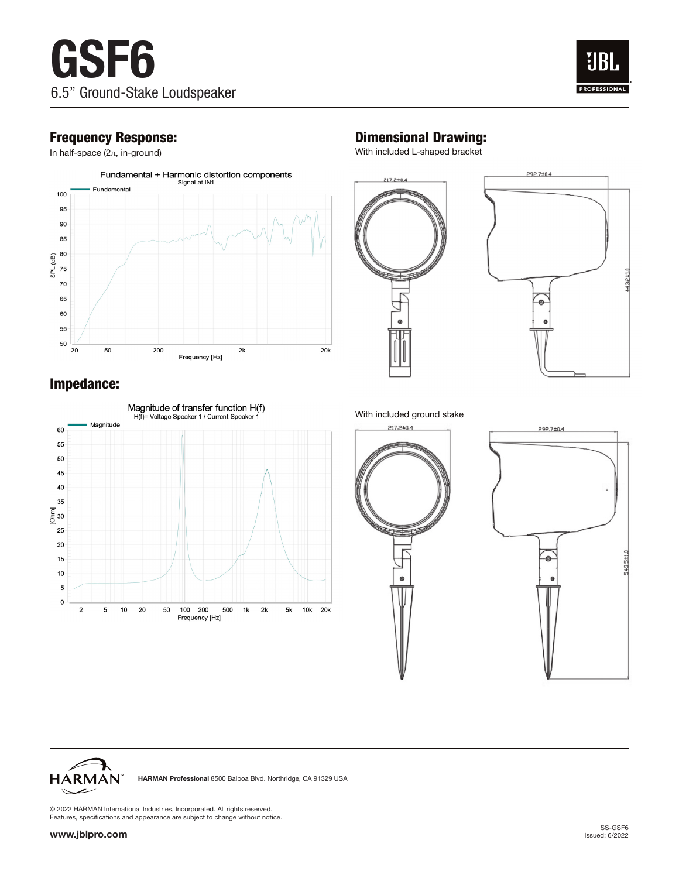# GSF6

6.5" Ground-Stake Loudspeaker

## Frequency Response:

In half-space (2π, in-ground)

Fundamental + Harmonic distortion components
Signal at IN1
Fundamental
SPL (dB)
100
95
90
85
80
75
70
65
60
55
50
20
50
200
2k
20k
Frequency [Hz]

## Impedance:

Magnitude of transfer function H(f)
H(f)= Voltage Speaker 1 / Current Speaker 1
Magnitude
[Ohm]
60
55
50
45
40
35
30
25
20
15
10
5
0
2
5
10
20
50
100
200
500
1k
2k
5k
10k
20k
Frequency [Hz]

## Dimensional Drawing:

With included L-shaped bracket

217.2±0.4
292.7±0.4
443.2±1.0

With included ground stake

217.2±0.4
292.7±0.4
543.5±1.0

HARMAN

**HARMAN Professional** 8500 Balboa Blvd. Northridge, CA 91329 USA

© 2022 HARMAN International Industries, Incorporated. All rights reserved.
Features, specifications and appearance are subject to change without notice.

**www.jblpro.com**

SS-GSF6
Issued: 6/2022